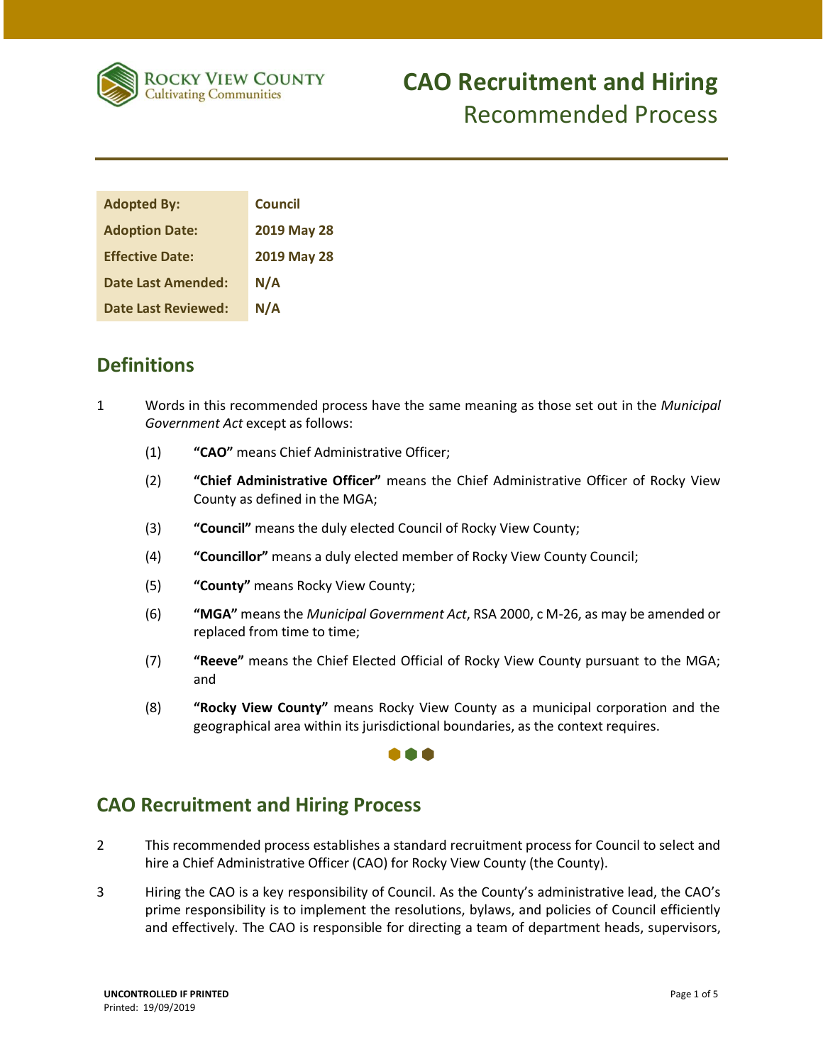# CAO Recruitment and Hiring
## Recommended Process

| | |
|---|---|
| **Adopted By:** | **Council** |
| **Adoption Date:** | **2019 May 28** |
| **Effective Date:** | **2019 May 28** |
| **Date Last Amended:** | **N/A** |
| **Date Last Reviewed:** | **N/A** |

## Definitions

1 Words in this recommended process have the same meaning as those set out in the *Municipal Government Act* except as follows:

(1) **"CAO"** means Chief Administrative Officer;

(2) **"Chief Administrative Officer"** means the Chief Administrative Officer of Rocky View County as defined in the MGA;

(3) **"Council"** means the duly elected Council of Rocky View County;

(4) **"Councillor"** means a duly elected member of Rocky View County Council;

(5) **"County"** means Rocky View County;

(6) **"MGA"** means the *Municipal Government Act*, RSA 2000, c M-26, as may be amended or replaced from time to time;

(7) **"Reeve"** means the Chief Elected Official of Rocky View County pursuant to the MGA; and

(8) **"Rocky View County"** means Rocky View County as a municipal corporation and the geographical area within its jurisdictional boundaries, as the context requires.

## CAO Recruitment and Hiring Process

2 This recommended process establishes a standard recruitment process for Council to select and hire a Chief Administrative Officer (CAO) for Rocky View County (the County).

3 Hiring the CAO is a key responsibility of Council. As the County's administrative lead, the CAO's prime responsibility is to implement the resolutions, bylaws, and policies of Council efficiently and effectively. The CAO is responsible for directing a team of department heads, supervisors,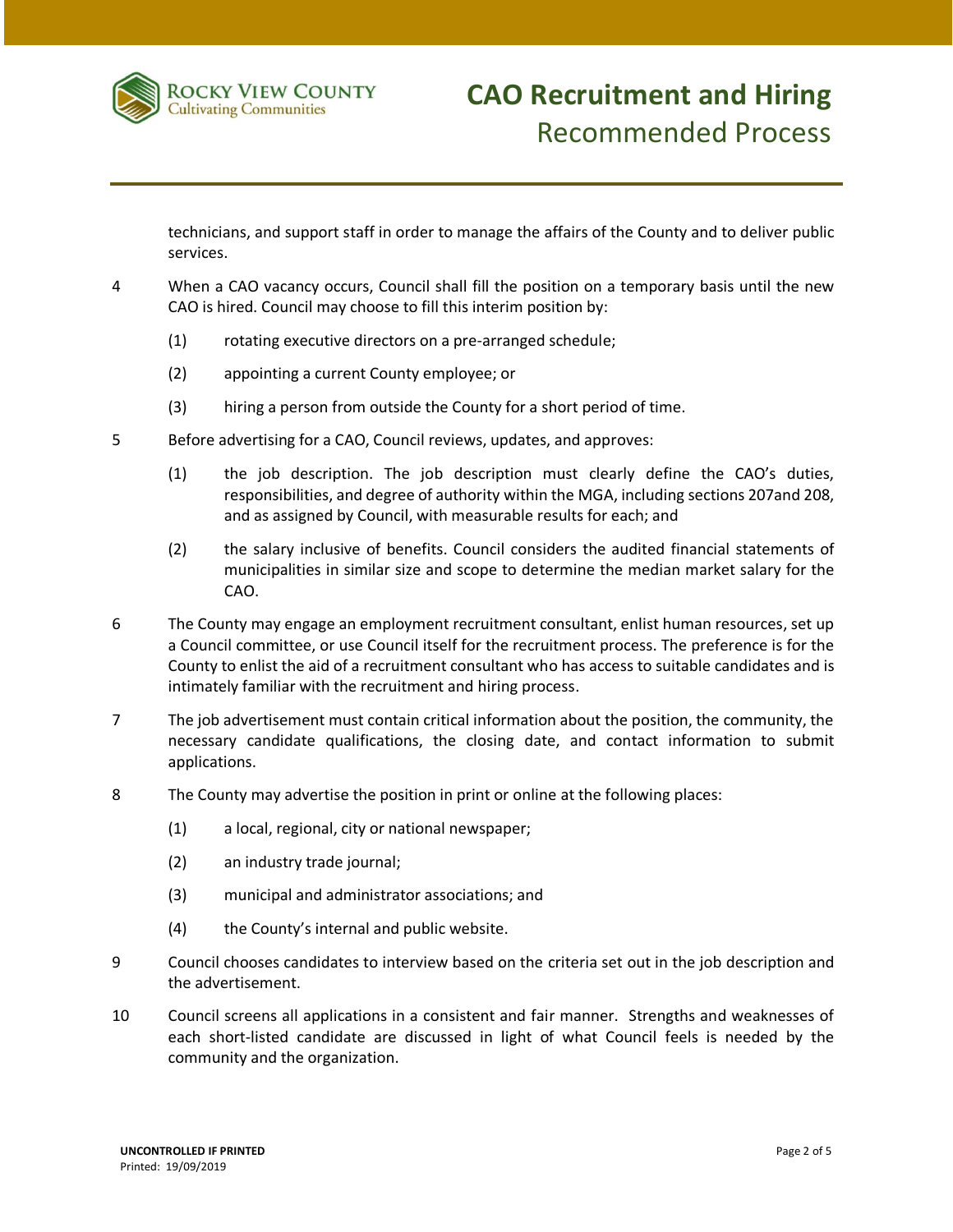technicians, and support staff in order to manage the affairs of the County and to deliver public services.

4 When a CAO vacancy occurs, Council shall fill the position on a temporary basis until the new CAO is hired. Council may choose to fill this interim position by:

  (1) rotating executive directors on a pre-arranged schedule;

  (2) appointing a current County employee; or

  (3) hiring a person from outside the County for a short period of time.

5 Before advertising for a CAO, Council reviews, updates, and approves:

  (1) the job description. The job description must clearly define the CAO's duties, responsibilities, and degree of authority within the MGA, including sections 207and 208, and as assigned by Council, with measurable results for each; and

  (2) the salary inclusive of benefits. Council considers the audited financial statements of municipalities in similar size and scope to determine the median market salary for the CAO.

6 The County may engage an employment recruitment consultant, enlist human resources, set up a Council committee, or use Council itself for the recruitment process. The preference is for the County to enlist the aid of a recruitment consultant who has access to suitable candidates and is intimately familiar with the recruitment and hiring process.

7 The job advertisement must contain critical information about the position, the community, the necessary candidate qualifications, the closing date, and contact information to submit applications.

8 The County may advertise the position in print or online at the following places:

  (1) a local, regional, city or national newspaper;

  (2) an industry trade journal;

  (3) municipal and administrator associations; and

  (4) the County's internal and public website.

9 Council chooses candidates to interview based on the criteria set out in the job description and the advertisement.

10 Council screens all applications in a consistent and fair manner. Strengths and weaknesses of each short-listed candidate are discussed in light of what Council feels is needed by the community and the organization.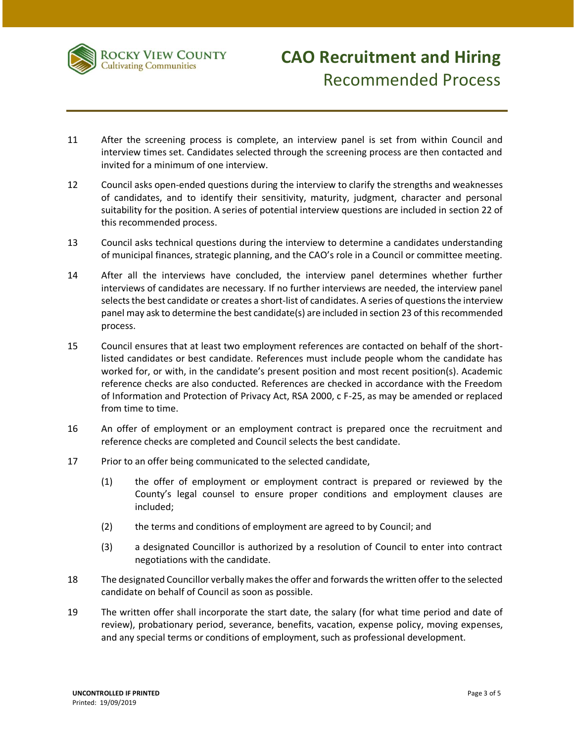11 After the screening process is complete, an interview panel is set from within Council and interview times set. Candidates selected through the screening process are then contacted and invited for a minimum of one interview.

12 Council asks open-ended questions during the interview to clarify the strengths and weaknesses of candidates, and to identify their sensitivity, maturity, judgment, character and personal suitability for the position. A series of potential interview questions are included in section 22 of this recommended process.

13 Council asks technical questions during the interview to determine a candidates understanding of municipal finances, strategic planning, and the CAO's role in a Council or committee meeting.

14 After all the interviews have concluded, the interview panel determines whether further interviews of candidates are necessary. If no further interviews are needed, the interview panel selects the best candidate or creates a short-list of candidates. A series of questions the interview panel may ask to determine the best candidate(s) are included in section 23 of this recommended process.

15 Council ensures that at least two employment references are contacted on behalf of the short-listed candidates or best candidate. References must include people whom the candidate has worked for, or with, in the candidate's present position and most recent position(s). Academic reference checks are also conducted. References are checked in accordance with the Freedom of Information and Protection of Privacy Act, RSA 2000, c F-25, as may be amended or replaced from time to time.

16 An offer of employment or an employment contract is prepared once the recruitment and reference checks are completed and Council selects the best candidate.

17 Prior to an offer being communicated to the selected candidate,

(1) the offer of employment or employment contract is prepared or reviewed by the County's legal counsel to ensure proper conditions and employment clauses are included;

(2) the terms and conditions of employment are agreed to by Council; and

(3) a designated Councillor is authorized by a resolution of Council to enter into contract negotiations with the candidate.

18 The designated Councillor verbally makes the offer and forwards the written offer to the selected candidate on behalf of Council as soon as possible.

19 The written offer shall incorporate the start date, the salary (for what time period and date of review), probationary period, severance, benefits, vacation, expense policy, moving expenses, and any special terms or conditions of employment, such as professional development.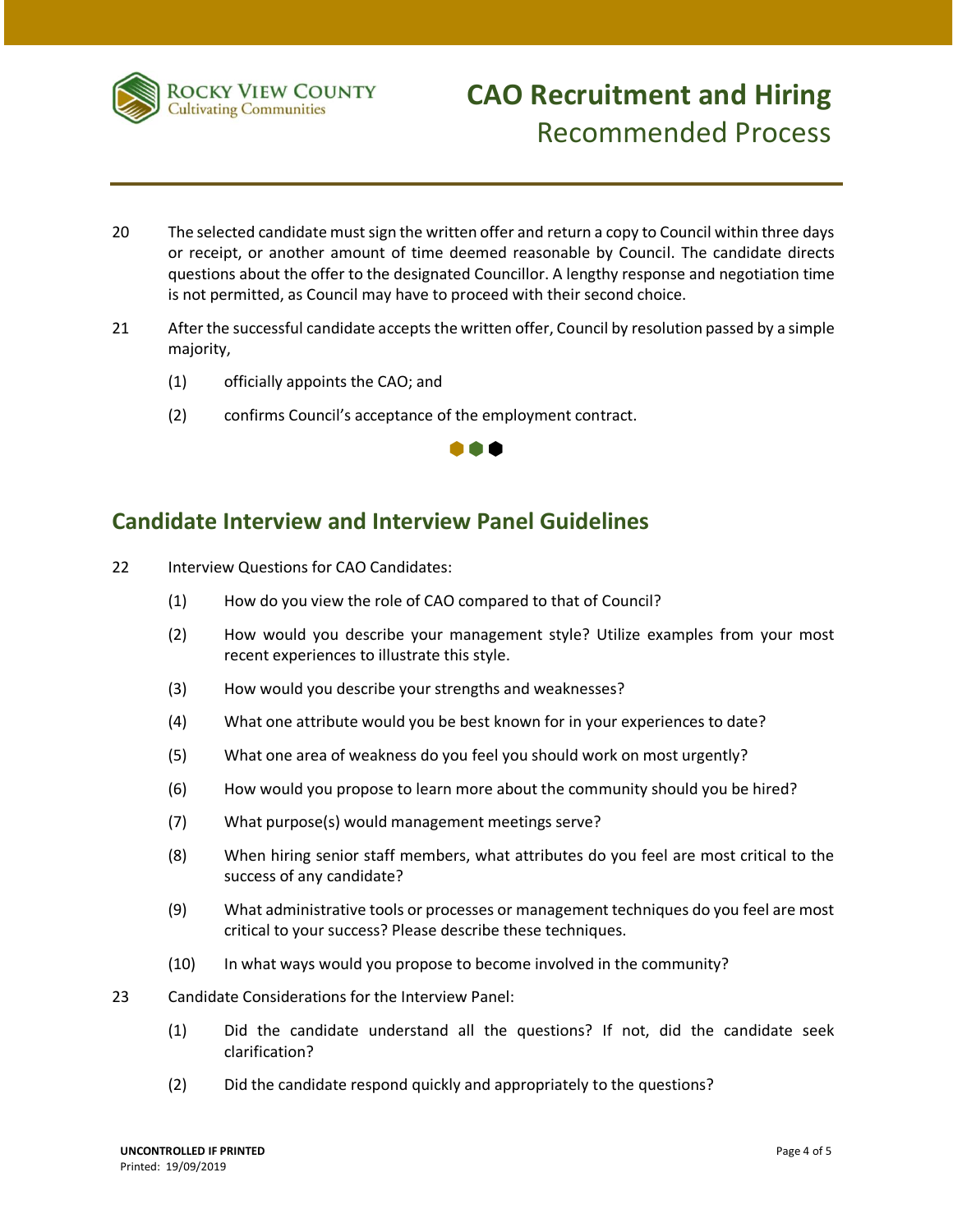20 The selected candidate must sign the written offer and return a copy to Council within three days or receipt, or another amount of time deemed reasonable by Council. The candidate directs questions about the offer to the designated Councillor. A lengthy response and negotiation time is not permitted, as Council may have to proceed with their second choice.

21 After the successful candidate accepts the written offer, Council by resolution passed by a simple majority,

(1) officially appoints the CAO; and

(2) confirms Council's acceptance of the employment contract.

## Candidate Interview and Interview Panel Guidelines

22 Interview Questions for CAO Candidates:

(1) How do you view the role of CAO compared to that of Council?

(2) How would you describe your management style? Utilize examples from your most recent experiences to illustrate this style.

(3) How would you describe your strengths and weaknesses?

(4) What one attribute would you be best known for in your experiences to date?

(5) What one area of weakness do you feel you should work on most urgently?

(6) How would you propose to learn more about the community should you be hired?

(7) What purpose(s) would management meetings serve?

(8) When hiring senior staff members, what attributes do you feel are most critical to the success of any candidate?

(9) What administrative tools or processes or management techniques do you feel are most critical to your success? Please describe these techniques.

(10) In what ways would you propose to become involved in the community?

23 Candidate Considerations for the Interview Panel:

(1) Did the candidate understand all the questions? If not, did the candidate seek clarification?

(2) Did the candidate respond quickly and appropriately to the questions?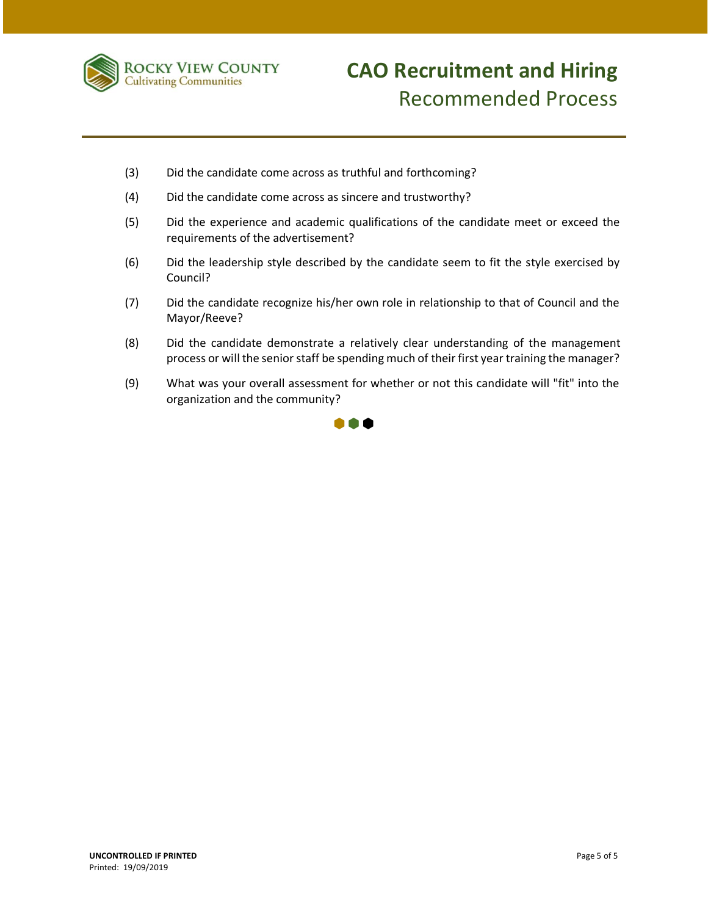(3) Did the candidate come across as truthful and forthcoming?

(4) Did the candidate come across as sincere and trustworthy?

(5) Did the experience and academic qualifications of the candidate meet or exceed the requirements of the advertisement?

(6) Did the leadership style described by the candidate seem to fit the style exercised by Council?

(7) Did the candidate recognize his/her own role in relationship to that of Council and the Mayor/Reeve?

(8) Did the candidate demonstrate a relatively clear understanding of the management process or will the senior staff be spending much of their first year training the manager?

(9) What was your overall assessment for whether or not this candidate will "fit" into the organization and the community?

**UNCONTROLLED IF PRINTED**
Printed: 19/09/2019